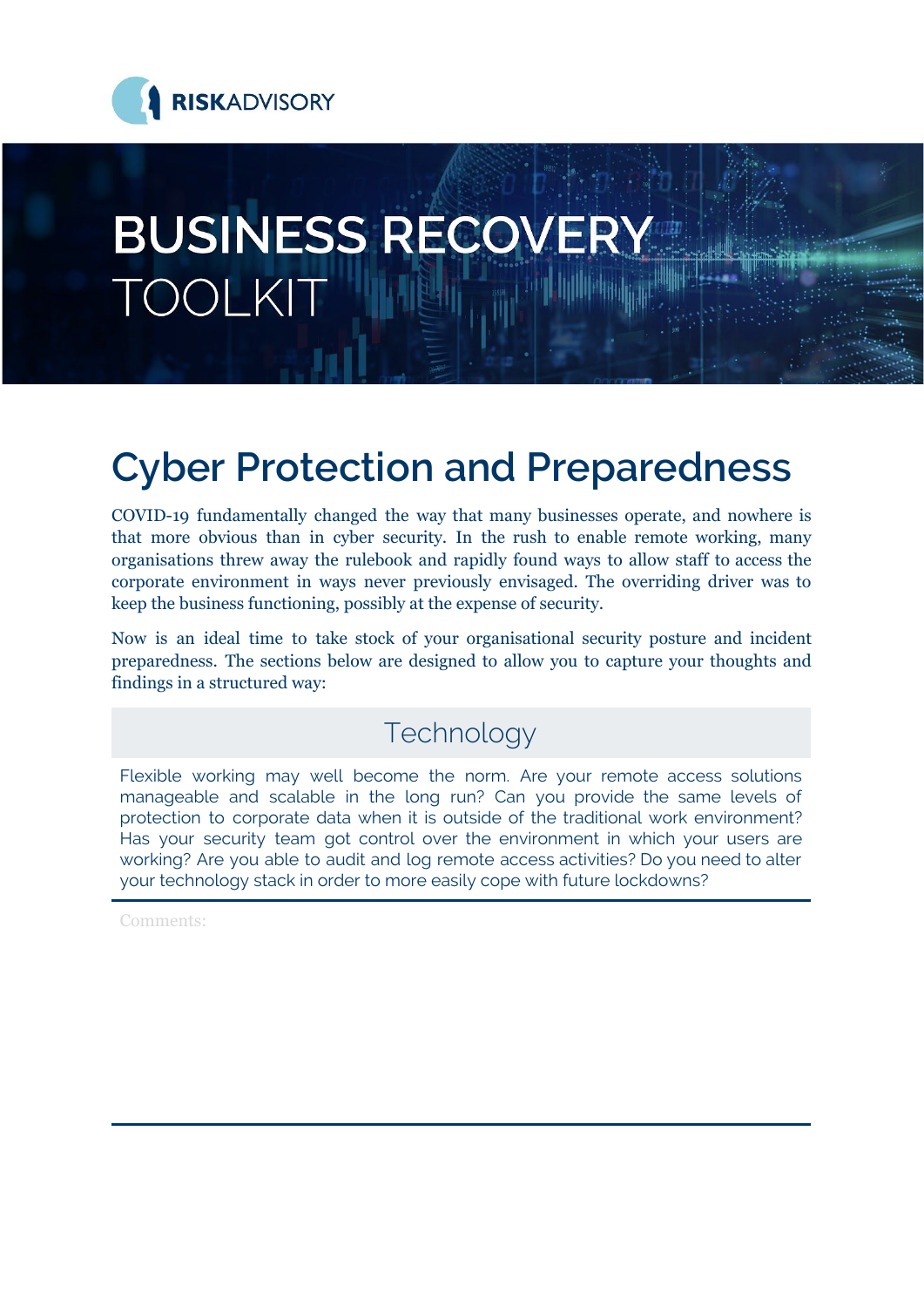RISKADVISORY

# BUSINESS RECOVERY TOOLKIT

## Cyber Protection and Preparedness

COVID-19 fundamentally changed the way that many businesses operate, and nowhere is that more obvious than in cyber security. In the rush to enable remote working, many organisations threw away the rulebook and rapidly found ways to allow staff to access the corporate environment in ways never previously envisaged. The overriding driver was to keep the business functioning, possibly at the expense of security.

Now is an ideal time to take stock of your organisational security posture and incident preparedness. The sections below are designed to allow you to capture your thoughts and findings in a structured way:

### Technology

Flexible working may well become the norm. Are your remote access solutions manageable and scalable in the long run? Can you provide the same levels of protection to corporate data when it is outside of the traditional work environment? Has your security team got control over the environment in which your users are working? Are you able to audit and log remote access activities? Do you need to alter your technology stack in order to more easily cope with future lockdowns?

Comments: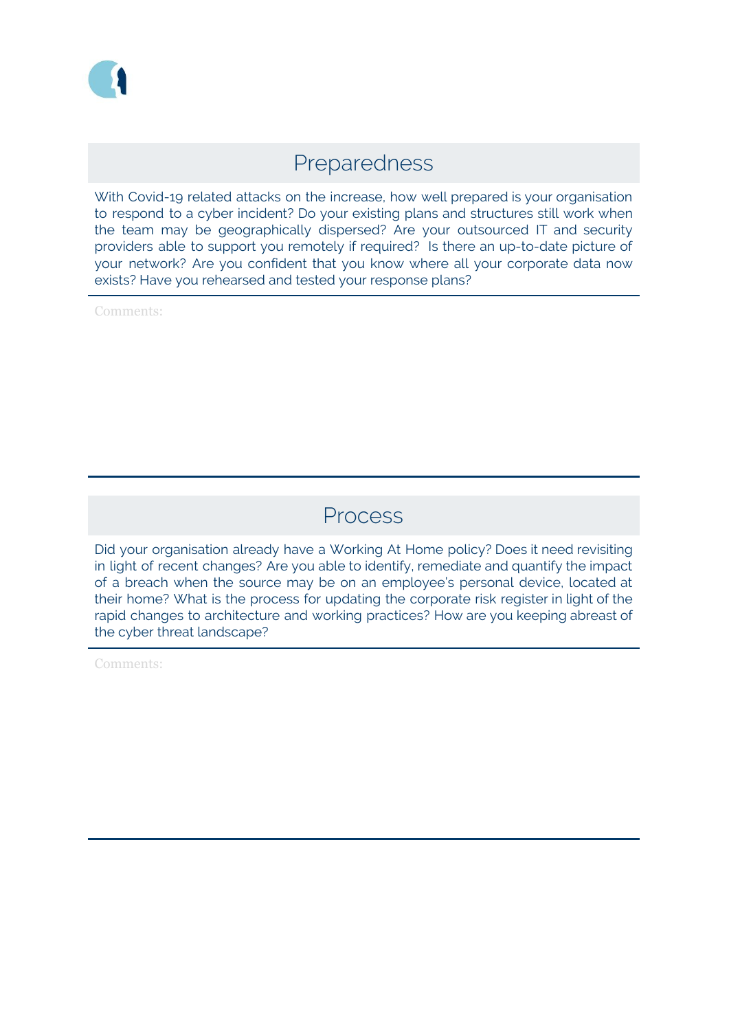## Preparedness

With Covid-19 related attacks on the increase, how well prepared is your organisation to respond to a cyber incident? Do your existing plans and structures still work when the team may be geographically dispersed? Are your outsourced IT and security providers able to support you remotely if required? Is there an up-to-date picture of your network? Are you confident that you know where all your corporate data now exists? Have you rehearsed and tested your response plans?

Comments:

## Process

Did your organisation already have a Working At Home policy? Does it need revisiting in light of recent changes? Are you able to identify, remediate and quantify the impact of a breach when the source may be on an employee's personal device, located at their home? What is the process for updating the corporate risk register in light of the rapid changes to architecture and working practices? How are you keeping abreast of the cyber threat landscape?

Comments: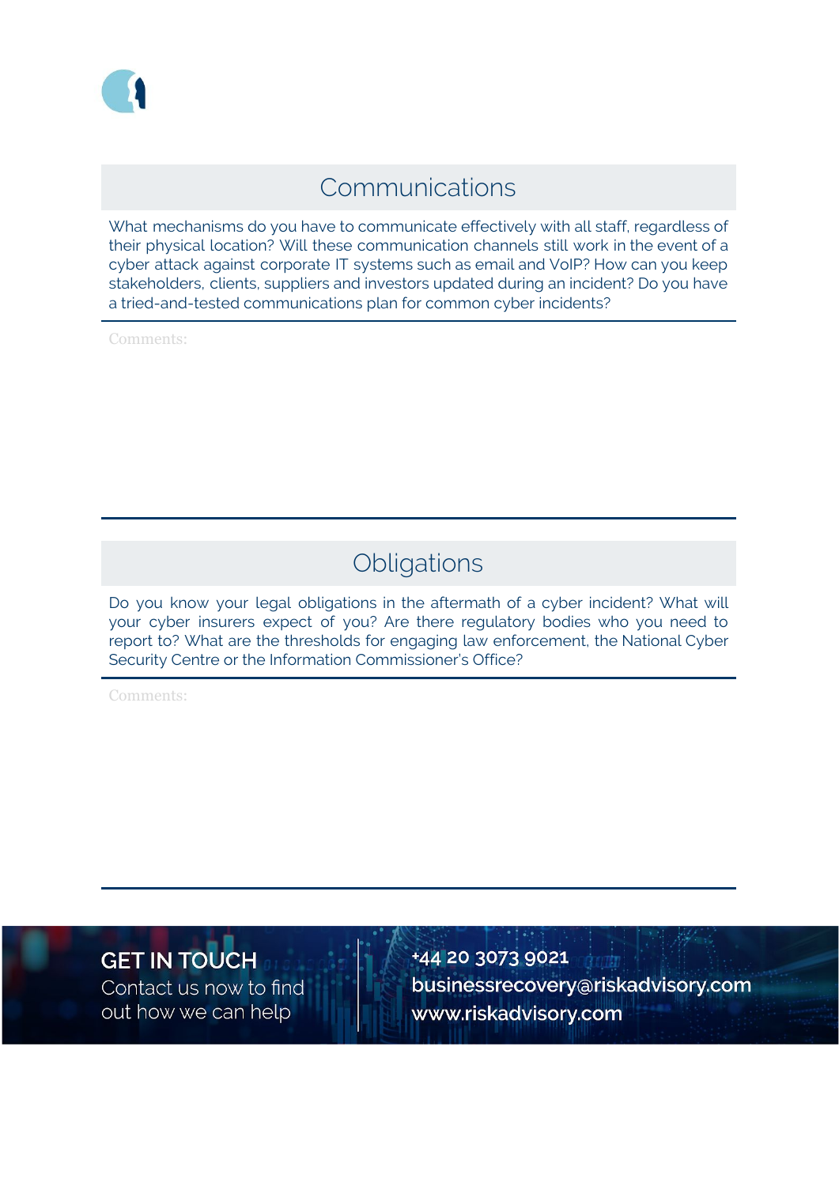## Communications

What mechanisms do you have to communicate effectively with all staff, regardless of their physical location? Will these communication channels still work in the event of a cyber attack against corporate IT systems such as email and VoIP? How can you keep stakeholders, clients, suppliers and investors updated during an incident? Do you have a tried-and-tested communications plan for common cyber incidents?

Comments:

## Obligations

Do you know your legal obligations in the aftermath of a cyber incident? What will your cyber insurers expect of you? Are there regulatory bodies who you need to report to? What are the thresholds for engaging law enforcement, the National Cyber Security Centre or the Information Commissioner's Office?

Comments:

**GET IN TOUCH**

Contact us now to find out how we can help

**+44 20 3073 9021**

**businessrecovery@riskadvisory.com**

**www.riskadvisory.com**